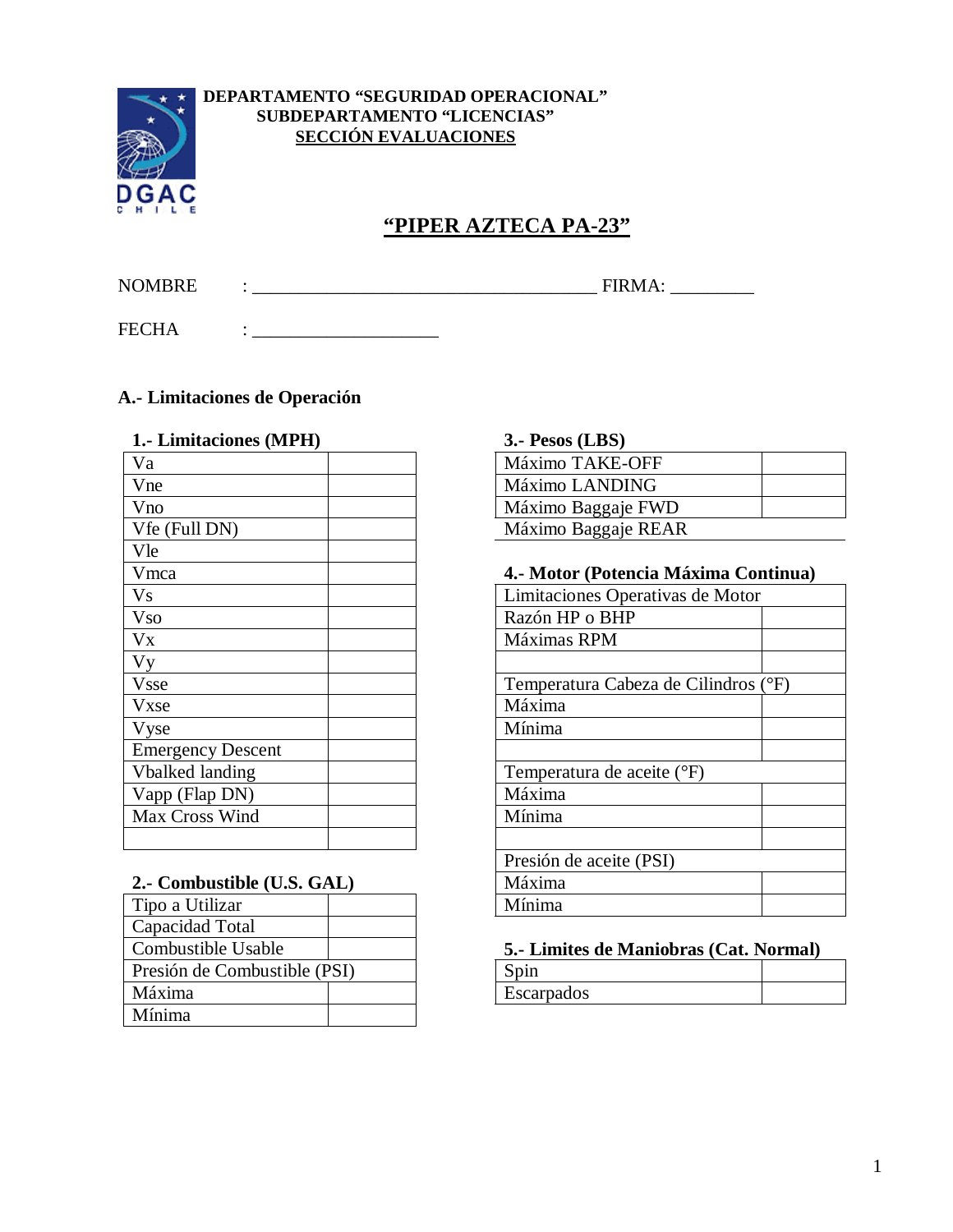**DEPARTAMENTO "SEGURIDAD OPERACIONAL"**
**SUBDEPARTAMENTO "LICENCIAS"**
**SECCIÓN EVALUACIONES**

# "PIPER AZTECA PA-23"

NOMBRE : ____________________________________ FIRMA: _________

FECHA : ____________________

## A.- Limitaciones de Operación

### 1.- Limitaciones (MPH)

| | |
|---|---|
| Va | |
| Vne | |
| Vno | |
| Vfe (Full DN) | |
| Vle | |
| Vmca | |
| Vs | |
| Vso | |
| Vx | |
| Vy | |
| Vsse | |
| Vxse | |
| Vyse | |
| Emergency Descent | |
| Vbalked landing | |
| Vapp (Flap DN) | |
| Max Cross Wind | |
| | |

### 2.- Combustible (U.S. GAL)

| | |
|---|---|
| Tipo a Utilizar | |
| Capacidad Total | |
| Combustible Usable | |
| Presión de Combustible (PSI) | |
| Máxima | |
| Mínima | |

### 3.- Pesos (LBS)

| | |
|---|---|
| Máximo TAKE-OFF | |
| Máximo LANDING | |
| Máximo Baggaje FWD | |
| Máximo Baggaje REAR | |

### 4.- Motor (Potencia Máxima Continua)

| | |
|---|---|
| Limitaciones Operativas de Motor | |
| Razón HP o BHP | |
| Máximas RPM | |
| | |
| Temperatura Cabeza de Cilindros (°F) | |
| Máxima | |
| Mínima | |
| | |
| Temperatura de aceite (°F) | |
| Máxima | |
| Mínima | |
| | |
| Presión de aceite (PSI) | |
| Máxima | |
| Mínima | |

### 5.- Limites de Maniobras (Cat. Normal)

| | |
|---|---|
| Spin | |
| Escarpados | |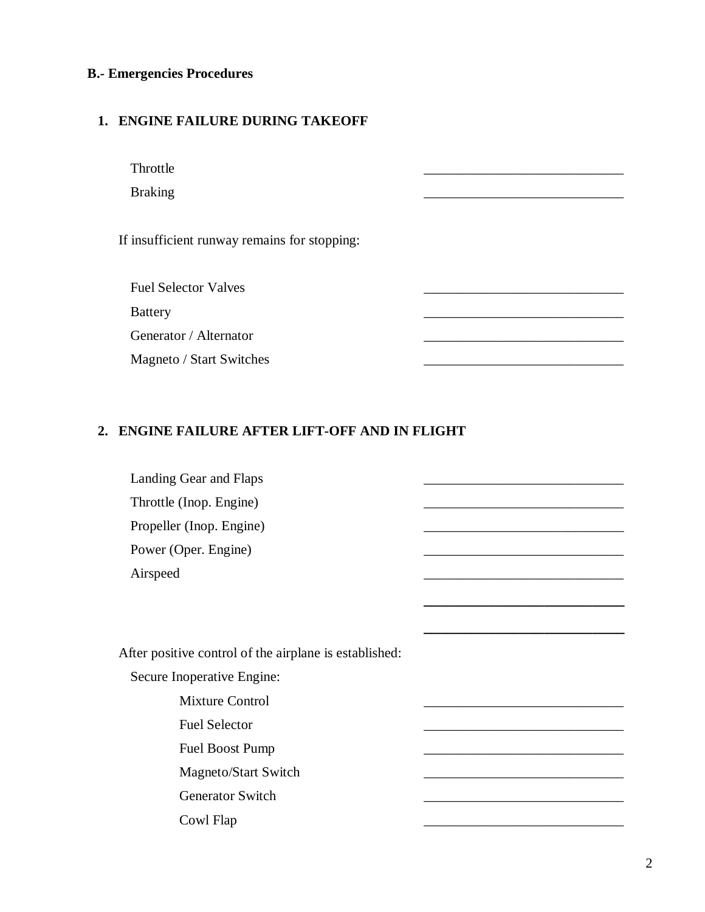**B.- Emergencies Procedures**

1. **ENGINE FAILURE DURING TAKEOFF**

Throttle _____________________________

Braking _____________________________

If insufficient runway remains for stopping:

Fuel Selector Valves _____________________________

Battery _____________________________

Generator / Alternator _____________________________

Magneto / Start Switches _____________________________

2. **ENGINE FAILURE AFTER LIFT-OFF AND IN FLIGHT**

Landing Gear and Flaps _____________________________

Throttle (Inop. Engine) _____________________________

Propeller (Inop. Engine) _____________________________

Power (Oper. Engine) _____________________________

Airspeed _____________________________

_____________________________

_____________________________

After positive control of the airplane is established:

Secure Inoperative Engine:

Mixture Control _____________________________

Fuel Selector _____________________________

Fuel Boost Pump _____________________________

Magneto/Start Switch _____________________________

Generator Switch _____________________________

Cowl Flap _____________________________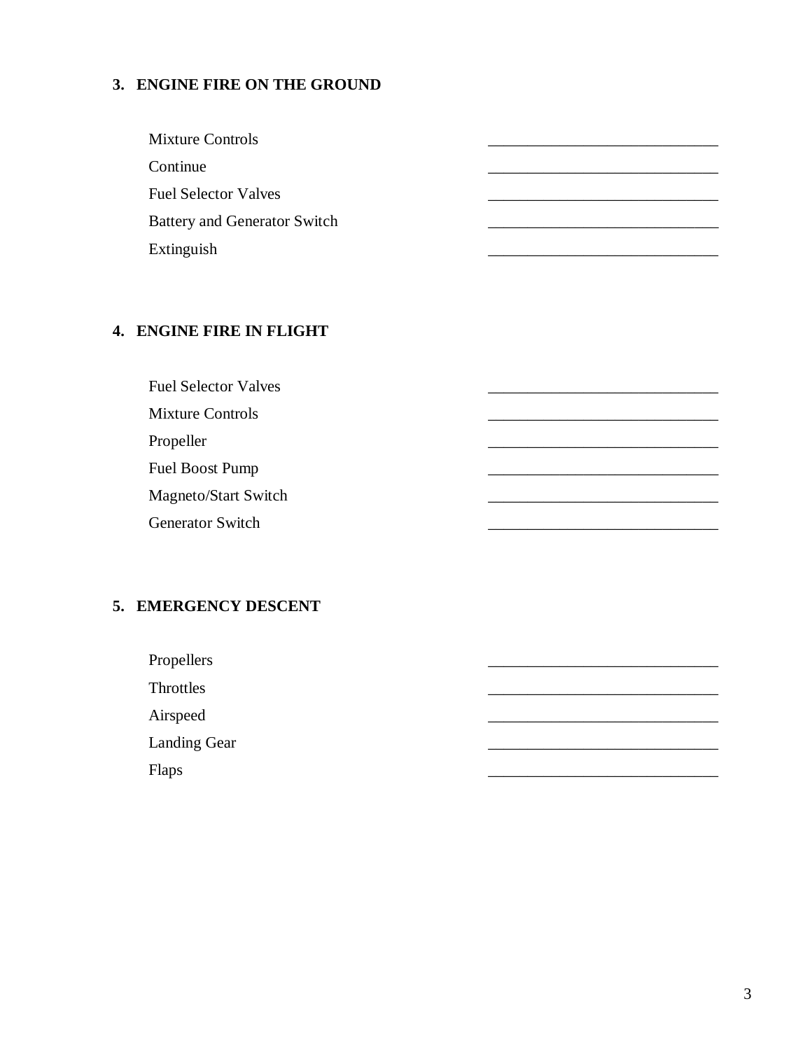### 3. ENGINE FIRE ON THE GROUND

| | |
|---|---|
| Mixture Controls | ____________________________ |
| Continue | ____________________________ |
| Fuel Selector Valves | ____________________________ |
| Battery and Generator Switch | ____________________________ |
| Extinguish | ____________________________ |

### 4. ENGINE FIRE IN FLIGHT

| | |
|---|---|
| Fuel Selector Valves | ____________________________ |
| Mixture Controls | ____________________________ |
| Propeller | ____________________________ |
| Fuel Boost Pump | ____________________________ |
| Magneto/Start Switch | ____________________________ |
| Generator Switch | ____________________________ |

### 5. EMERGENCY DESCENT

| | |
|---|---|
| Propellers | ____________________________ |
| Throttles | ____________________________ |
| Airspeed | ____________________________ |
| Landing Gear | ____________________________ |
| Flaps | ____________________________ |